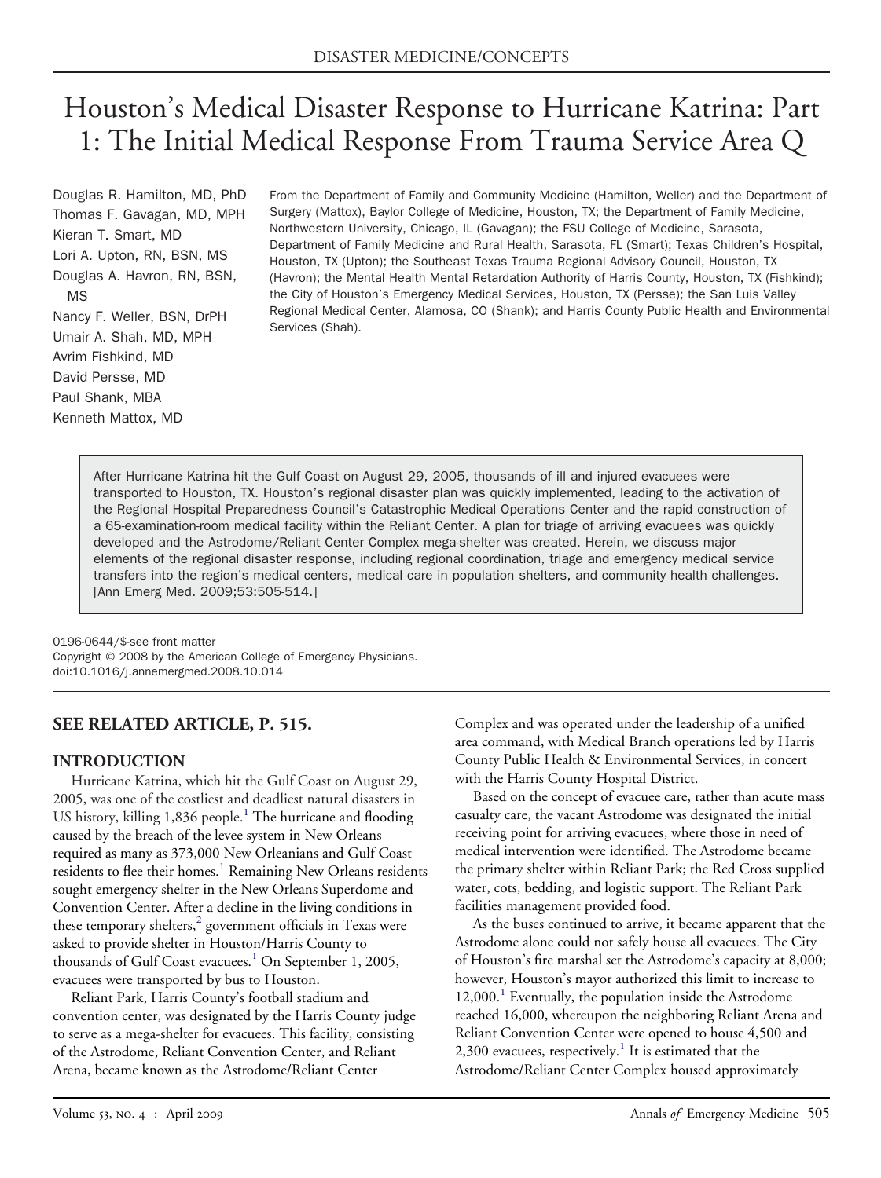DISASTER MEDICINE/CONCEPTS

# Houston's Medical Disaster Response to Hurricane Katrina: Part 1: The Initial Medical Response From Trauma Service Area Q

Douglas R. Hamilton, MD, PhD
Thomas F. Gavagan, MD, MPH
Kieran T. Smart, MD
Lori A. Upton, RN, BSN, MS
Douglas A. Havron, RN, BSN, MS
Nancy F. Weller, BSN, DrPH
Umair A. Shah, MD, MPH
Avrim Fishkind, MD
David Persse, MD
Paul Shank, MBA
Kenneth Mattox, MD

From the Department of Family and Community Medicine (Hamilton, Weller) and the Department of Surgery (Mattox), Baylor College of Medicine, Houston, TX; the Department of Family Medicine, Northwestern University, Chicago, IL (Gavagan); the FSU College of Medicine, Sarasota, Department of Family Medicine and Rural Health, Sarasota, FL (Smart); Texas Children's Hospital, Houston, TX (Upton); the Southeast Texas Trauma Regional Advisory Council, Houston, TX (Havron); the Mental Health Mental Retardation Authority of Harris County, Houston, TX (Fishkind); the City of Houston's Emergency Medical Services, Houston, TX (Persse); the San Luis Valley Regional Medical Center, Alamosa, CO (Shank); and Harris County Public Health and Environmental Services (Shah).

After Hurricane Katrina hit the Gulf Coast on August 29, 2005, thousands of ill and injured evacuees were transported to Houston, TX. Houston's regional disaster plan was quickly implemented, leading to the activation of the Regional Hospital Preparedness Council's Catastrophic Medical Operations Center and the rapid construction of a 65-examination-room medical facility within the Reliant Center. A plan for triage of arriving evacuees was quickly developed and the Astrodome/Reliant Center Complex mega-shelter was created. Herein, we discuss major elements of the regional disaster response, including regional coordination, triage and emergency medical service transfers into the region's medical centers, medical care in population shelters, and community health challenges. [Ann Emerg Med. 2009;53:505-514.]

0196-0644/$-see front matter
Copyright © 2008 by the American College of Emergency Physicians.
doi:10.1016/j.annemergmed.2008.10.014

**SEE RELATED ARTICLE, P. 515.**

## INTRODUCTION

Hurricane Katrina, which hit the Gulf Coast on August 29, 2005, was one of the costliest and deadliest natural disasters in US history, killing 1,836 people.[1] The hurricane and flooding caused by the breach of the levee system in New Orleans required as many as 373,000 New Orleanians and Gulf Coast residents to flee their homes.[1] Remaining New Orleans residents sought emergency shelter in the New Orleans Superdome and Convention Center. After a decline in the living conditions in these temporary shelters,[2] government officials in Texas were asked to provide shelter in Houston/Harris County to thousands of Gulf Coast evacuees.[1] On September 1, 2005, evacuees were transported by bus to Houston.

Reliant Park, Harris County's football stadium and convention center, was designated by the Harris County judge to serve as a mega-shelter for evacuees. This facility, consisting of the Astrodome, Reliant Convention Center, and Reliant Arena, became known as the Astrodome/Reliant Center Complex and was operated under the leadership of a unified area command, with Medical Branch operations led by Harris County Public Health & Environmental Services, in concert with the Harris County Hospital District.

Based on the concept of evacuee care, rather than acute mass casualty care, the vacant Astrodome was designated the initial receiving point for arriving evacuees, where those in need of medical intervention were identified. The Astrodome became the primary shelter within Reliant Park; the Red Cross supplied water, cots, bedding, and logistic support. The Reliant Park facilities management provided food.

As the buses continued to arrive, it became apparent that the Astrodome alone could not safely house all evacuees. The City of Houston's fire marshal set the Astrodome's capacity at 8,000; however, Houston's mayor authorized this limit to increase to 12,000.[1] Eventually, the population inside the Astrodome reached 16,000, whereupon the neighboring Reliant Arena and Reliant Convention Center were opened to house 4,500 and 2,300 evacuees, respectively.[1] It is estimated that the Astrodome/Reliant Center Complex housed approximately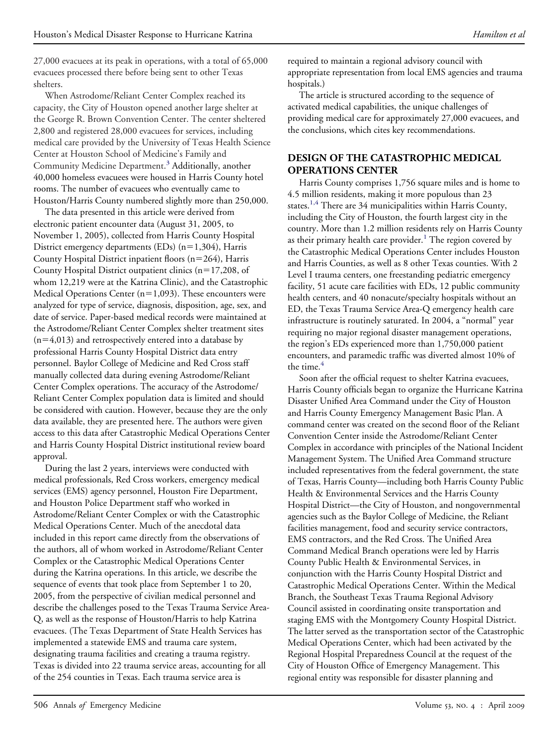27,000 evacuees at its peak in operations, with a total of 65,000 evacuees processed there before being sent to other Texas shelters.

When Astrodome/Reliant Center Complex reached its capacity, the City of Houston opened another large shelter at the George R. Brown Convention Center. The center sheltered 2,800 and registered 28,000 evacuees for services, including medical care provided by the University of Texas Health Science Center at Houston School of Medicine's Family and Community Medicine Department.[3] Additionally, another 40,000 homeless evacuees were housed in Harris County hotel rooms. The number of evacuees who eventually came to Houston/Harris County numbered slightly more than 250,000.

The data presented in this article were derived from electronic patient encounter data (August 31, 2005, to November 1, 2005), collected from Harris County Hospital District emergency departments (EDs) (n=1,304), Harris County Hospital District inpatient floors (n=264), Harris County Hospital District outpatient clinics (n=17,208, of whom 12,219 were at the Katrina Clinic), and the Catastrophic Medical Operations Center (n=1,093). These encounters were analyzed for type of service, diagnosis, disposition, age, sex, and date of service. Paper-based medical records were maintained at the Astrodome/Reliant Center Complex shelter treatment sites (n=4,013) and retrospectively entered into a database by professional Harris County Hospital District data entry personnel. Baylor College of Medicine and Red Cross staff manually collected data during evening Astrodome/Reliant Center Complex operations. The accuracy of the Astrodome/Reliant Center Complex population data is limited and should be considered with caution. However, because they are the only data available, they are presented here. The authors were given access to this data after Catastrophic Medical Operations Center and Harris County Hospital District institutional review board approval.

During the last 2 years, interviews were conducted with medical professionals, Red Cross workers, emergency medical services (EMS) agency personnel, Houston Fire Department, and Houston Police Department staff who worked in Astrodome/Reliant Center Complex or with the Catastrophic Medical Operations Center. Much of the anecdotal data included in this report came directly from the observations of the authors, all of whom worked in Astrodome/Reliant Center Complex or the Catastrophic Medical Operations Center during the Katrina operations. In this article, we describe the sequence of events that took place from September 1 to 20, 2005, from the perspective of civilian medical personnel and describe the challenges posed to the Texas Trauma Service Area-Q, as well as the response of Houston/Harris to help Katrina evacuees. (The Texas Department of State Health Services has implemented a statewide EMS and trauma care system, designating trauma facilities and creating a trauma registry. Texas is divided into 22 trauma service areas, accounting for all of the 254 counties in Texas. Each trauma service area is required to maintain a regional advisory council with appropriate representation from local EMS agencies and trauma hospitals.)

The article is structured according to the sequence of activated medical capabilities, the unique challenges of providing medical care for approximately 27,000 evacuees, and the conclusions, which cites key recommendations.

## DESIGN OF THE CATASTROPHIC MEDICAL OPERATIONS CENTER

Harris County comprises 1,756 square miles and is home to 4.5 million residents, making it more populous than 23 states.[1,4] There are 34 municipalities within Harris County, including the City of Houston, the fourth largest city in the country. More than 1.2 million residents rely on Harris County as their primary health care provider.[1] The region covered by the Catastrophic Medical Operations Center includes Houston and Harris Counties, as well as 8 other Texas counties. With 2 Level I trauma centers, one freestanding pediatric emergency facility, 51 acute care facilities with EDs, 12 public community health centers, and 40 nonacute/specialty hospitals without an ED, the Texas Trauma Service Area-Q emergency health care infrastructure is routinely saturated. In 2004, a "normal" year requiring no major regional disaster management operations, the region's EDs experienced more than 1,750,000 patient encounters, and paramedic traffic was diverted almost 10% of the time.[4]

Soon after the official request to shelter Katrina evacuees, Harris County officials began to organize the Hurricane Katrina Disaster Unified Area Command under the City of Houston and Harris County Emergency Management Basic Plan. A command center was created on the second floor of the Reliant Convention Center inside the Astrodome/Reliant Center Complex in accordance with principles of the National Incident Management System. The Unified Area Command structure included representatives from the federal government, the state of Texas, Harris County—including both Harris County Public Health & Environmental Services and the Harris County Hospital District—the City of Houston, and nongovernmental agencies such as the Baylor College of Medicine, the Reliant facilities management, food and security service contractors, EMS contractors, and the Red Cross. The Unified Area Command Medical Branch operations were led by Harris County Public Health & Environmental Services, in conjunction with the Harris County Hospital District and Catastrophic Medical Operations Center. Within the Medical Branch, the Southeast Texas Trauma Regional Advisory Council assisted in coordinating onsite transportation and staging EMS with the Montgomery County Hospital District. The latter served as the transportation sector of the Catastrophic Medical Operations Center, which had been activated by the Regional Hospital Preparedness Council at the request of the City of Houston Office of Emergency Management. This regional entity was responsible for disaster planning and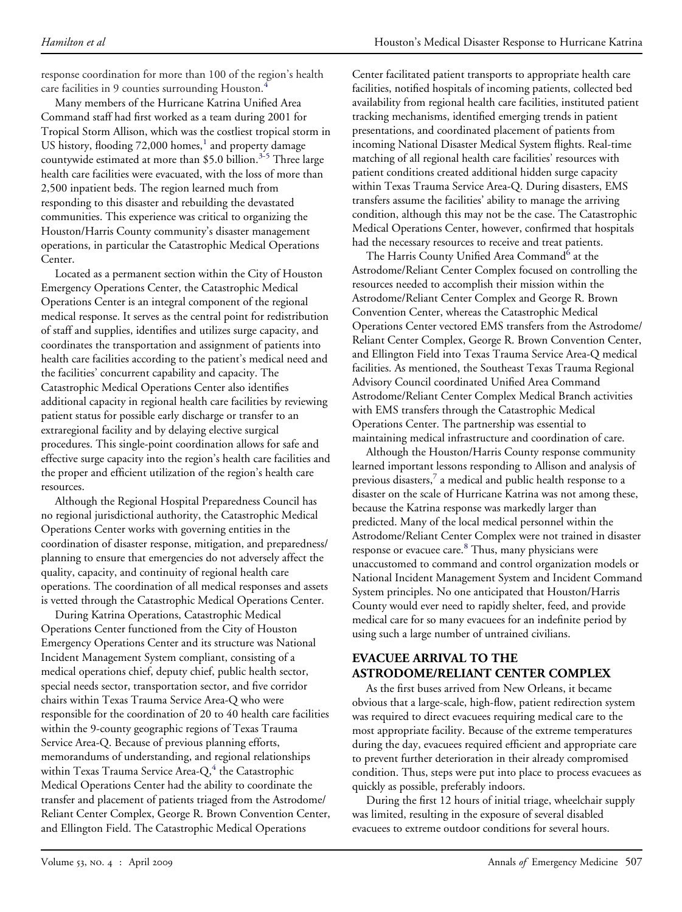response coordination for more than 100 of the region's health care facilities in 9 counties surrounding Houston.[4]

Many members of the Hurricane Katrina Unified Area Command staff had first worked as a team during 2001 for Tropical Storm Allison, which was the costliest tropical storm in US history, flooding 72,000 homes,[1] and property damage countywide estimated at more than $5.0 billion.[3-5] Three large health care facilities were evacuated, with the loss of more than 2,500 inpatient beds. The region learned much from responding to this disaster and rebuilding the devastated communities. This experience was critical to organizing the Houston/Harris County community's disaster management operations, in particular the Catastrophic Medical Operations Center.

Located as a permanent section within the City of Houston Emergency Operations Center, the Catastrophic Medical Operations Center is an integral component of the regional medical response. It serves as the central point for redistribution of staff and supplies, identifies and utilizes surge capacity, and coordinates the transportation and assignment of patients into health care facilities according to the patient's medical need and the facilities' concurrent capability and capacity. The Catastrophic Medical Operations Center also identifies additional capacity in regional health care facilities by reviewing patient status for possible early discharge or transfer to an extraregional facility and by delaying elective surgical procedures. This single-point coordination allows for safe and effective surge capacity into the region's health care facilities and the proper and efficient utilization of the region's health care resources.

Although the Regional Hospital Preparedness Council has no regional jurisdictional authority, the Catastrophic Medical Operations Center works with governing entities in the coordination of disaster response, mitigation, and preparedness/planning to ensure that emergencies do not adversely affect the quality, capacity, and continuity of regional health care operations. The coordination of all medical responses and assets is vetted through the Catastrophic Medical Operations Center.

During Katrina Operations, Catastrophic Medical Operations Center functioned from the City of Houston Emergency Operations Center and its structure was National Incident Management System compliant, consisting of a medical operations chief, deputy chief, public health sector, special needs sector, transportation sector, and five corridor chairs within Texas Trauma Service Area-Q who were responsible for the coordination of 20 to 40 health care facilities within the 9-county geographic regions of Texas Trauma Service Area-Q. Because of previous planning efforts, memorandums of understanding, and regional relationships within Texas Trauma Service Area-Q,[4] the Catastrophic Medical Operations Center had the ability to coordinate the transfer and placement of patients triaged from the Astrodome/Reliant Center Complex, George R. Brown Convention Center, and Ellington Field. The Catastrophic Medical Operations Center facilitated patient transports to appropriate health care facilities, notified hospitals of incoming patients, collected bed availability from regional health care facilities, instituted patient tracking mechanisms, identified emerging trends in patient presentations, and coordinated placement of patients from incoming National Disaster Medical System flights. Real-time matching of all regional health care facilities' resources with patient conditions created additional hidden surge capacity within Texas Trauma Service Area-Q. During disasters, EMS transfers assume the facilities' ability to manage the arriving condition, although this may not be the case. The Catastrophic Medical Operations Center, however, confirmed that hospitals had the necessary resources to receive and treat patients.

The Harris County Unified Area Command[6] at the Astrodome/Reliant Center Complex focused on controlling the resources needed to accomplish their mission within the Astrodome/Reliant Center Complex and George R. Brown Convention Center, whereas the Catastrophic Medical Operations Center vectored EMS transfers from the Astrodome/Reliant Center Complex, George R. Brown Convention Center, and Ellington Field into Texas Trauma Service Area-Q medical facilities. As mentioned, the Southeast Texas Trauma Regional Advisory Council coordinated Unified Area Command Astrodome/Reliant Center Complex Medical Branch activities with EMS transfers through the Catastrophic Medical Operations Center. The partnership was essential to maintaining medical infrastructure and coordination of care.

Although the Houston/Harris County response community learned important lessons responding to Allison and analysis of previous disasters,[7] a medical and public health response to a disaster on the scale of Hurricane Katrina was not among these, because the Katrina response was markedly larger than predicted. Many of the local medical personnel within the Astrodome/Reliant Center Complex were not trained in disaster response or evacuee care.[8] Thus, many physicians were unaccustomed to command and control organization models or National Incident Management System and Incident Command System principles. No one anticipated that Houston/Harris County would ever need to rapidly shelter, feed, and provide medical care for so many evacuees for an indefinite period by using such a large number of untrained civilians.

## EVACUEE ARRIVAL TO THE ASTRODOME/RELIANT CENTER COMPLEX

As the first buses arrived from New Orleans, it became obvious that a large-scale, high-flow, patient redirection system was required to direct evacuees requiring medical care to the most appropriate facility. Because of the extreme temperatures during the day, evacuees required efficient and appropriate care to prevent further deterioration in their already compromised condition. Thus, steps were put into place to process evacuees as quickly as possible, preferably indoors.

During the first 12 hours of initial triage, wheelchair supply was limited, resulting in the exposure of several disabled evacuees to extreme outdoor conditions for several hours.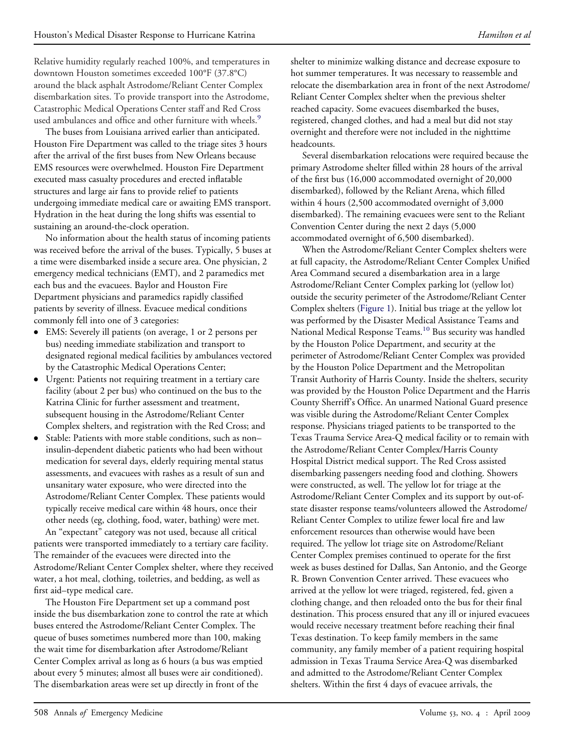Relative humidity regularly reached 100%, and temperatures in downtown Houston sometimes exceeded 100°F (37.8°C) around the black asphalt Astrodome/Reliant Center Complex disembarkation sites. To provide transport into the Astrodome, Catastrophic Medical Operations Center staff and Red Cross used ambulances and office and other furniture with wheels.[9]

The buses from Louisiana arrived earlier than anticipated. Houston Fire Department was called to the triage sites 3 hours after the arrival of the first buses from New Orleans because EMS resources were overwhelmed. Houston Fire Department executed mass casualty procedures and erected inflatable structures and large air fans to provide relief to patients undergoing immediate medical care or awaiting EMS transport. Hydration in the heat during the long shifts was essential to sustaining an around-the-clock operation.

No information about the health status of incoming patients was received before the arrival of the buses. Typically, 5 buses at a time were disembarked inside a secure area. One physician, 2 emergency medical technicians (EMT), and 2 paramedics met each bus and the evacuees. Baylor and Houston Fire Department physicians and paramedics rapidly classified patients by severity of illness. Evacuee medical conditions commonly fell into one of 3 categories:

- EMS: Severely ill patients (on average, 1 or 2 persons per bus) needing immediate stabilization and transport to designated regional medical facilities by ambulances vectored by the Catastrophic Medical Operations Center;
- Urgent: Patients not requiring treatment in a tertiary care facility (about 2 per bus) who continued on the bus to the Katrina Clinic for further assessment and treatment, subsequent housing in the Astrodome/Reliant Center Complex shelters, and registration with the Red Cross; and
- Stable: Patients with more stable conditions, such as non–insulin-dependent diabetic patients who had been without medication for several days, elderly requiring mental status assessments, and evacuees with rashes as a result of sun and unsanitary water exposure, who were directed into the Astrodome/Reliant Center Complex. These patients would typically receive medical care within 48 hours, once their other needs (eg, clothing, food, water, bathing) were met.

An "expectant" category was not used, because all critical patients were transported immediately to a tertiary care facility. The remainder of the evacuees were directed into the Astrodome/Reliant Center Complex shelter, where they received water, a hot meal, clothing, toiletries, and bedding, as well as first aid–type medical care.

The Houston Fire Department set up a command post inside the bus disembarkation zone to control the rate at which buses entered the Astrodome/Reliant Center Complex. The queue of buses sometimes numbered more than 100, making the wait time for disembarkation after Astrodome/Reliant Center Complex arrival as long as 6 hours (a bus was emptied about every 5 minutes; almost all buses were air conditioned). The disembarkation areas were set up directly in front of the shelter to minimize walking distance and decrease exposure to hot summer temperatures. It was necessary to reassemble and relocate the disembarkation area in front of the next Astrodome/Reliant Center Complex shelter when the previous shelter reached capacity. Some evacuees disembarked the buses, registered, changed clothes, and had a meal but did not stay overnight and therefore were not included in the nighttime headcounts.

Several disembarkation relocations were required because the primary Astrodome shelter filled within 28 hours of the arrival of the first bus (16,000 accommodated overnight of 20,000 disembarked), followed by the Reliant Arena, which filled within 4 hours (2,500 accommodated overnight of 3,000 disembarked). The remaining evacuees were sent to the Reliant Convention Center during the next 2 days (5,000 accommodated overnight of 6,500 disembarked).

When the Astrodome/Reliant Center Complex shelters were at full capacity, the Astrodome/Reliant Center Complex Unified Area Command secured a disembarkation area in a large Astrodome/Reliant Center Complex parking lot (yellow lot) outside the security perimeter of the Astrodome/Reliant Center Complex shelters (Figure 1). Initial bus triage at the yellow lot was performed by the Disaster Medical Assistance Teams and National Medical Response Teams.[10] Bus security was handled by the Houston Police Department, and security at the perimeter of Astrodome/Reliant Center Complex was provided by the Houston Police Department and the Metropolitan Transit Authority of Harris County. Inside the shelters, security was provided by the Houston Police Department and the Harris County Sherriff's Office. An unarmed National Guard presence was visible during the Astrodome/Reliant Center Complex response. Physicians triaged patients to be transported to the Texas Trauma Service Area-Q medical facility or to remain with the Astrodome/Reliant Center Complex/Harris County Hospital District medical support. The Red Cross assisted disembarking passengers needing food and clothing. Showers were constructed, as well. The yellow lot for triage at the Astrodome/Reliant Center Complex and its support by out-of-state disaster response teams/volunteers allowed the Astrodome/Reliant Center Complex to utilize fewer local fire and law enforcement resources than otherwise would have been required. The yellow lot triage site on Astrodome/Reliant Center Complex premises continued to operate for the first week as buses destined for Dallas, San Antonio, and the George R. Brown Convention Center arrived. These evacuees who arrived at the yellow lot were triaged, registered, fed, given a clothing change, and then reloaded onto the bus for their final destination. This process ensured that any ill or injured evacuees would receive necessary treatment before reaching their final Texas destination. To keep family members in the same community, any family member of a patient requiring hospital admission in Texas Trauma Service Area-Q was disembarked and admitted to the Astrodome/Reliant Center Complex shelters. Within the first 4 days of evacuee arrivals, the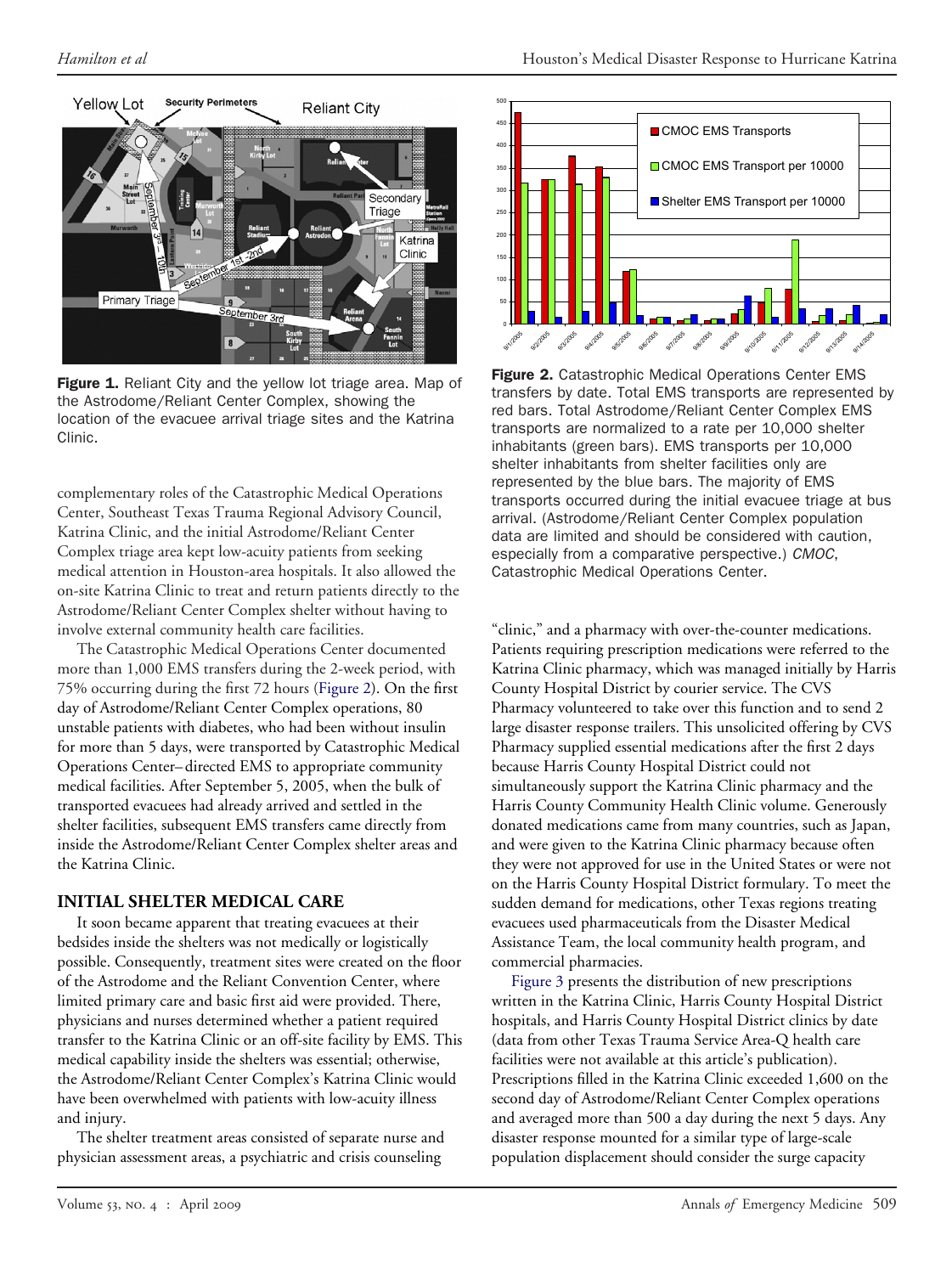Yellow Lot

Security Perimeters

Reliant City

September 3rd - 10th

September 1st -2nd

September 3rd

Primary Triage

Secondary Triage

Katrina Clinic

**Figure 1.** Reliant City and the yellow lot triage area. Map of the Astrodome/Reliant Center Complex, showing the location of the evacuee arrival triage sites and the Katrina Clinic.

CMOC EMS Transports

CMOC EMS Transport per 10000

Shelter EMS Transport per 10000

0 50 100 150 200 250 300 350 400 450 500

9/1/2005 9/2/2005 9/3/2005 9/4/2005 9/5/2005 9/6/2005 9/7/2005 9/8/2005 9/9/2005 9/10/2005 9/11/2005 9/12/2005 9/13/2005 9/14/2005

**Figure 2.** Catastrophic Medical Operations Center EMS transfers by date. Total EMS transports are represented by red bars. Total Astrodome/Reliant Center Complex EMS transports are normalized to a rate per 10,000 shelter inhabitants (green bars). EMS transports per 10,000 shelter inhabitants from shelter facilities only are represented by the blue bars. The majority of EMS transports occurred during the initial evacuee triage at bus arrival. (Astrodome/Reliant Center Complex population data are limited and should be considered with caution, especially from a comparative perspective.) *CMOC*, Catastrophic Medical Operations Center.

complementary roles of the Catastrophic Medical Operations Center, Southeast Texas Trauma Regional Advisory Council, Katrina Clinic, and the initial Astrodome/Reliant Center Complex triage area kept low-acuity patients from seeking medical attention in Houston-area hospitals. It also allowed the on-site Katrina Clinic to treat and return patients directly to the Astrodome/Reliant Center Complex shelter without having to involve external community health care facilities.

The Catastrophic Medical Operations Center documented more than 1,000 EMS transfers during the 2-week period, with 75% occurring during the first 72 hours (Figure 2). On the first day of Astrodome/Reliant Center Complex operations, 80 unstable patients with diabetes, who had been without insulin for more than 5 days, were transported by Catastrophic Medical Operations Center–directed EMS to appropriate community medical facilities. After September 5, 2005, when the bulk of transported evacuees had already arrived and settled in the shelter facilities, subsequent EMS transfers came directly from inside the Astrodome/Reliant Center Complex shelter areas and the Katrina Clinic.

## INITIAL SHELTER MEDICAL CARE

It soon became apparent that treating evacuees at their bedsides inside the shelters was not medically or logistically possible. Consequently, treatment sites were created on the floor of the Astrodome and the Reliant Convention Center, where limited primary care and basic first aid were provided. There, physicians and nurses determined whether a patient required transfer to the Katrina Clinic or an off-site facility by EMS. This medical capability inside the shelters was essential; otherwise, the Astrodome/Reliant Center Complex's Katrina Clinic would have been overwhelmed with patients with low-acuity illness and injury.

The shelter treatment areas consisted of separate nurse and physician assessment areas, a psychiatric and crisis counseling "clinic," and a pharmacy with over-the-counter medications. Patients requiring prescription medications were referred to the Katrina Clinic pharmacy, which was managed initially by Harris County Hospital District by courier service. The CVS Pharmacy volunteered to take over this function and to send 2 large disaster response trailers. This unsolicited offering by CVS Pharmacy supplied essential medications after the first 2 days because Harris County Hospital District could not simultaneously support the Katrina Clinic pharmacy and the Harris County Community Health Clinic volume. Generously donated medications came from many countries, such as Japan, and were given to the Katrina Clinic pharmacy because often they were not approved for use in the United States or were not on the Harris County Hospital District formulary. To meet the sudden demand for medications, other Texas regions treating evacuees used pharmaceuticals from the Disaster Medical Assistance Team, the local community health program, and commercial pharmacies.

Figure 3 presents the distribution of new prescriptions written in the Katrina Clinic, Harris County Hospital District hospitals, and Harris County Hospital District clinics by date (data from other Texas Trauma Service Area-Q health care facilities were not available at this article's publication). Prescriptions filled in the Katrina Clinic exceeded 1,600 on the second day of Astrodome/Reliant Center Complex operations and averaged more than 500 a day during the next 5 days. Any disaster response mounted for a similar type of large-scale population displacement should consider the surge capacity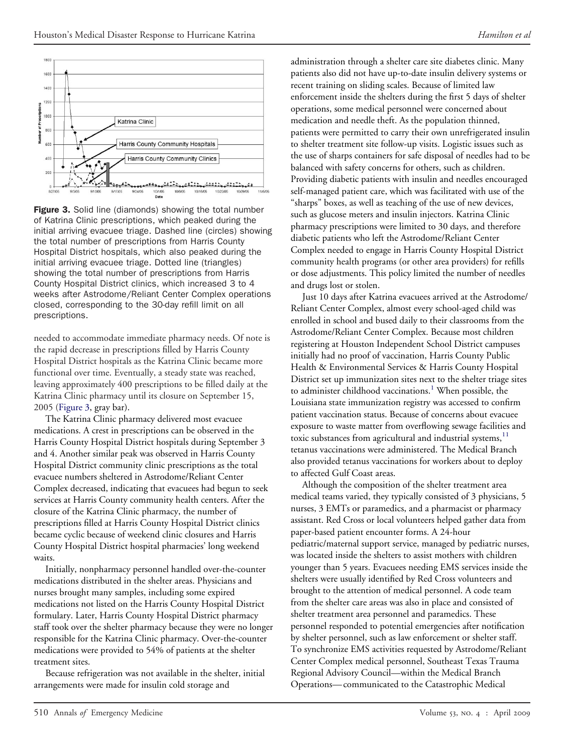1800

1600

1400

1200

1000

800

600

400

200

0

Number of Prescriptions

8/27/05 9/3/05 9/10/05 9/17/05 9/24/05 10/1/05 10/8/05 10/15/05 10/22/05 10/29/05 11/5/05

Date

Katrina Clinic

Harris County Community Hospitals

Harris County Community Clinics

**Figure 3.** Solid line (diamonds) showing the total number of Katrina Clinic prescriptions, which peaked during the initial arriving evacuee triage. Dashed line (circles) showing the total number of prescriptions from Harris County Hospital District hospitals, which also peaked during the initial arriving evacuee triage. Dotted line (triangles) showing the total number of prescriptions from Harris County Hospital District clinics, which increased 3 to 4 weeks after Astrodome/Reliant Center Complex operations closed, corresponding to the 30-day refill limit on all prescriptions.

needed to accommodate immediate pharmacy needs. Of note is the rapid decrease in prescriptions filled by Harris County Hospital District hospitals as the Katrina Clinic became more functional over time. Eventually, a steady state was reached, leaving approximately 400 prescriptions to be filled daily at the Katrina Clinic pharmacy until its closure on September 15, 2005 (Figure 3, gray bar).

The Katrina Clinic pharmacy delivered most evacuee medications. A crest in prescriptions can be observed in the Harris County Hospital District hospitals during September 3 and 4. Another similar peak was observed in Harris County Hospital District community clinic prescriptions as the total evacuee numbers sheltered in Astrodome/Reliant Center Complex decreased, indicating that evacuees had begun to seek services at Harris County community health centers. After the closure of the Katrina Clinic pharmacy, the number of prescriptions filled at Harris County Hospital District clinics became cyclic because of weekend clinic closures and Harris County Hospital District hospital pharmacies' long weekend waits.

Initially, nonpharmacy personnel handled over-the-counter medications distributed in the shelter areas. Physicians and nurses brought many samples, including some expired medications not listed on the Harris County Hospital District formulary. Later, Harris County Hospital District pharmacy staff took over the shelter pharmacy because they were no longer responsible for the Katrina Clinic pharmacy. Over-the-counter medications were provided to 54% of patients at the shelter treatment sites.

Because refrigeration was not available in the shelter, initial arrangements were made for insulin cold storage and administration through a shelter care site diabetes clinic. Many patients also did not have up-to-date insulin delivery systems or recent training on sliding scales. Because of limited law enforcement inside the shelters during the first 5 days of shelter operations, some medical personnel were concerned about medication and needle theft. As the population thinned, patients were permitted to carry their own unrefrigerated insulin to shelter treatment site follow-up visits. Logistic issues such as the use of sharps containers for safe disposal of needles had to be balanced with safety concerns for others, such as children. Providing diabetic patients with insulin and needles encouraged self-managed patient care, which was facilitated with use of the "sharps" boxes, as well as teaching of the use of new devices, such as glucose meters and insulin injectors. Katrina Clinic pharmacy prescriptions were limited to 30 days, and therefore diabetic patients who left the Astrodome/Reliant Center Complex needed to engage in Harris County Hospital District community health programs (or other area providers) for refills or dose adjustments. This policy limited the number of needles and drugs lost or stolen.

Just 10 days after Katrina evacuees arrived at the Astrodome/Reliant Center Complex, almost every school-aged child was enrolled in school and bused daily to their classrooms from the Astrodome/Reliant Center Complex. Because most children registering at Houston Independent School District campuses initially had no proof of vaccination, Harris County Public Health & Environmental Services & Harris County Hospital District set up immunization sites next to the shelter triage sites to administer childhood vaccinations.[1] When possible, the Louisiana state immunization registry was accessed to confirm patient vaccination status. Because of concerns about evacuee exposure to waste matter from overflowing sewage facilities and toxic substances from agricultural and industrial systems,[11] tetanus vaccinations were administered. The Medical Branch also provided tetanus vaccinations for workers about to deploy to affected Gulf Coast areas.

Although the composition of the shelter treatment area medical teams varied, they typically consisted of 3 physicians, 5 nurses, 3 EMTs or paramedics, and a pharmacist or pharmacy assistant. Red Cross or local volunteers helped gather data from paper-based patient encounter forms. A 24-hour pediatric/maternal support service, managed by pediatric nurses, was located inside the shelters to assist mothers with children younger than 5 years. Evacuees needing EMS services inside the shelters were usually identified by Red Cross volunteers and brought to the attention of medical personnel. A code team from the shelter care areas was also in place and consisted of shelter treatment area personnel and paramedics. These personnel responded to potential emergencies after notification by shelter personnel, such as law enforcement or shelter staff. To synchronize EMS activities requested by Astrodome/Reliant Center Complex medical personnel, Southeast Texas Trauma Regional Advisory Council—within the Medical Branch Operations—communicated to the Catastrophic Medical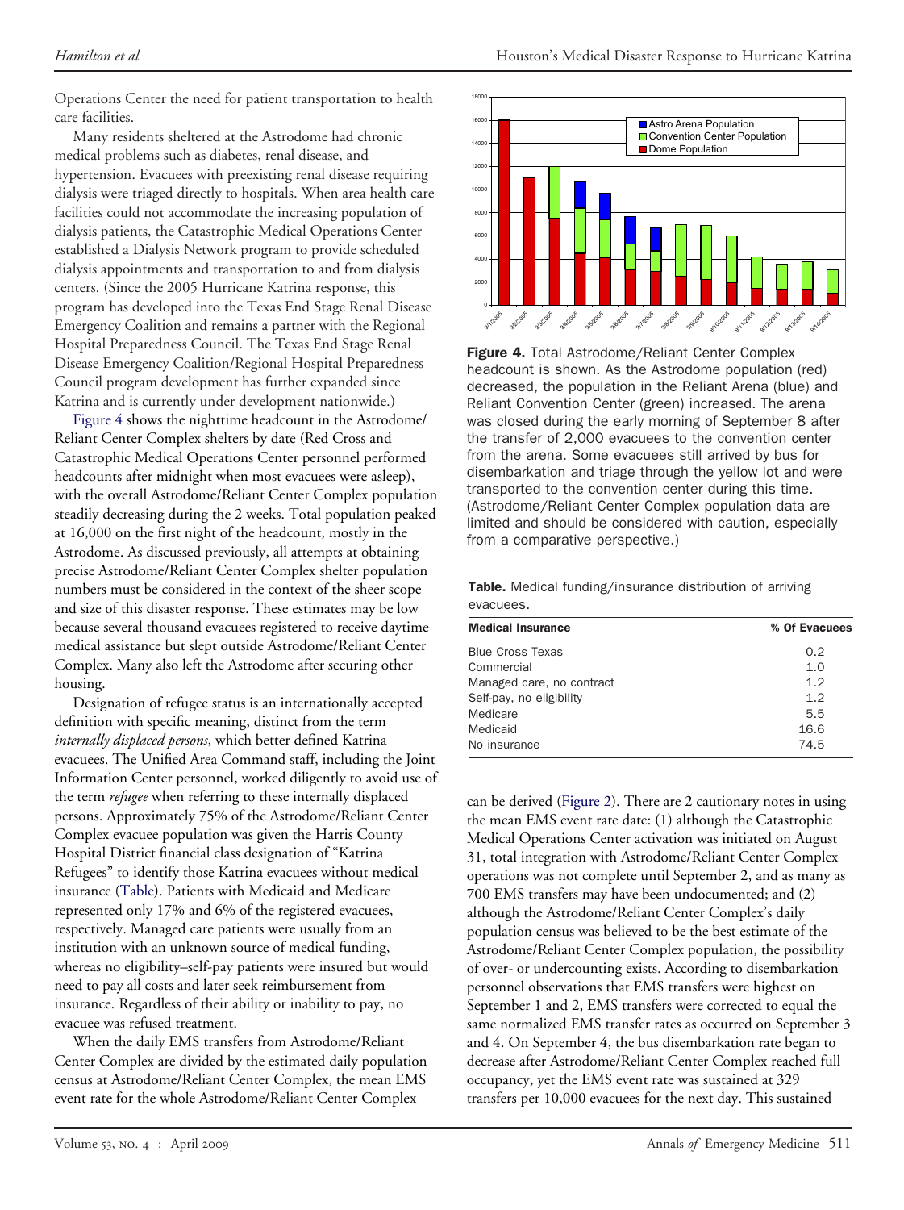Operations Center the need for patient transportation to health care facilities.

Many residents sheltered at the Astrodome had chronic medical problems such as diabetes, renal disease, and hypertension. Evacuees with preexisting renal disease requiring dialysis were triaged directly to hospitals. When area health care facilities could not accommodate the increasing population of dialysis patients, the Catastrophic Medical Operations Center established a Dialysis Network program to provide scheduled dialysis appointments and transportation to and from dialysis centers. (Since the 2005 Hurricane Katrina response, this program has developed into the Texas End Stage Renal Disease Emergency Coalition and remains a partner with the Regional Hospital Preparedness Council. The Texas End Stage Renal Disease Emergency Coalition/Regional Hospital Preparedness Council program development has further expanded since Katrina and is currently under development nationwide.)

Figure 4 shows the nighttime headcount in the Astrodome/Reliant Center Complex shelters by date (Red Cross and Catastrophic Medical Operations Center personnel performed headcounts after midnight when most evacuees were asleep), with the overall Astrodome/Reliant Center Complex population steadily decreasing during the 2 weeks. Total population peaked at 16,000 on the first night of the headcount, mostly in the Astrodome. As discussed previously, all attempts at obtaining precise Astrodome/Reliant Center Complex shelter population numbers must be considered in the context of the sheer scope and size of this disaster response. These estimates may be low because several thousand evacuees registered to receive daytime medical assistance but slept outside Astrodome/Reliant Center Complex. Many also left the Astrodome after securing other housing.

Designation of refugee status is an internationally accepted definition with specific meaning, distinct from the term *internally displaced persons*, which better defined Katrina evacuees. The Unified Area Command staff, including the Joint Information Center personnel, worked diligently to avoid use of the term *refugee* when referring to these internally displaced persons. Approximately 75% of the Astrodome/Reliant Center Complex evacuee population was given the Harris County Hospital District financial class designation of "Katrina Refugees" to identify those Katrina evacuees without medical insurance (Table). Patients with Medicaid and Medicare represented only 17% and 6% of the registered evacuees, respectively. Managed care patients were usually from an institution with an unknown source of medical funding, whereas no eligibility–self-pay patients were insured but would need to pay all costs and later seek reimbursement from insurance. Regardless of their ability or inability to pay, no evacuee was refused treatment.

When the daily EMS transfers from Astrodome/Reliant Center Complex are divided by the estimated daily population census at Astrodome/Reliant Center Complex, the mean EMS event rate for the whole Astrodome/Reliant Center Complex can be derived (Figure 2). There are 2 cautionary notes in using the mean EMS event rate date: (1) although the Catastrophic Medical Operations Center activation was initiated on August 31, total integration with Astrodome/Reliant Center Complex operations was not complete until September 2, and as many as 700 EMS transfers may have been undocumented; and (2) although the Astrodome/Reliant Center Complex's daily population census was believed to be the best estimate of the Astrodome/Reliant Center Complex population, the possibility of over- or undercounting exists. According to disembarkation personnel observations that EMS transfers were highest on September 1 and 2, EMS transfers were corrected to equal the same normalized EMS transfer rates as occurred on September 3 and 4. On September 4, the bus disembarkation rate began to decrease after Astrodome/Reliant Center Complex reached full occupancy, yet the EMS event rate was sustained at 329 transfers per 10,000 evacuees for the next day. This sustained

**Figure 4.** Total Astrodome/Reliant Center Complex headcount is shown. As the Astrodome population (red) decreased, the population in the Reliant Arena (blue) and Reliant Convention Center (green) increased. The arena was closed during the early morning of September 8 after the transfer of 2,000 evacuees to the convention center from the arena. Some evacuees still arrived by bus for disembarkation and triage through the yellow lot and were transported to the convention center during this time. (Astrodome/Reliant Center Complex population data are limited and should be considered with caution, especially from a comparative perspective.)

**Table.** Medical funding/insurance distribution of arriving evacuees.

| Medical Insurance | % Of Evacuees |
| --- | --- |
| Blue Cross Texas | 0.2 |
| Commercial | 1.0 |
| Managed care, no contract | 1.2 |
| Self-pay, no eligibility | 1.2 |
| Medicare | 5.5 |
| Medicaid | 16.6 |
| No insurance | 74.5 |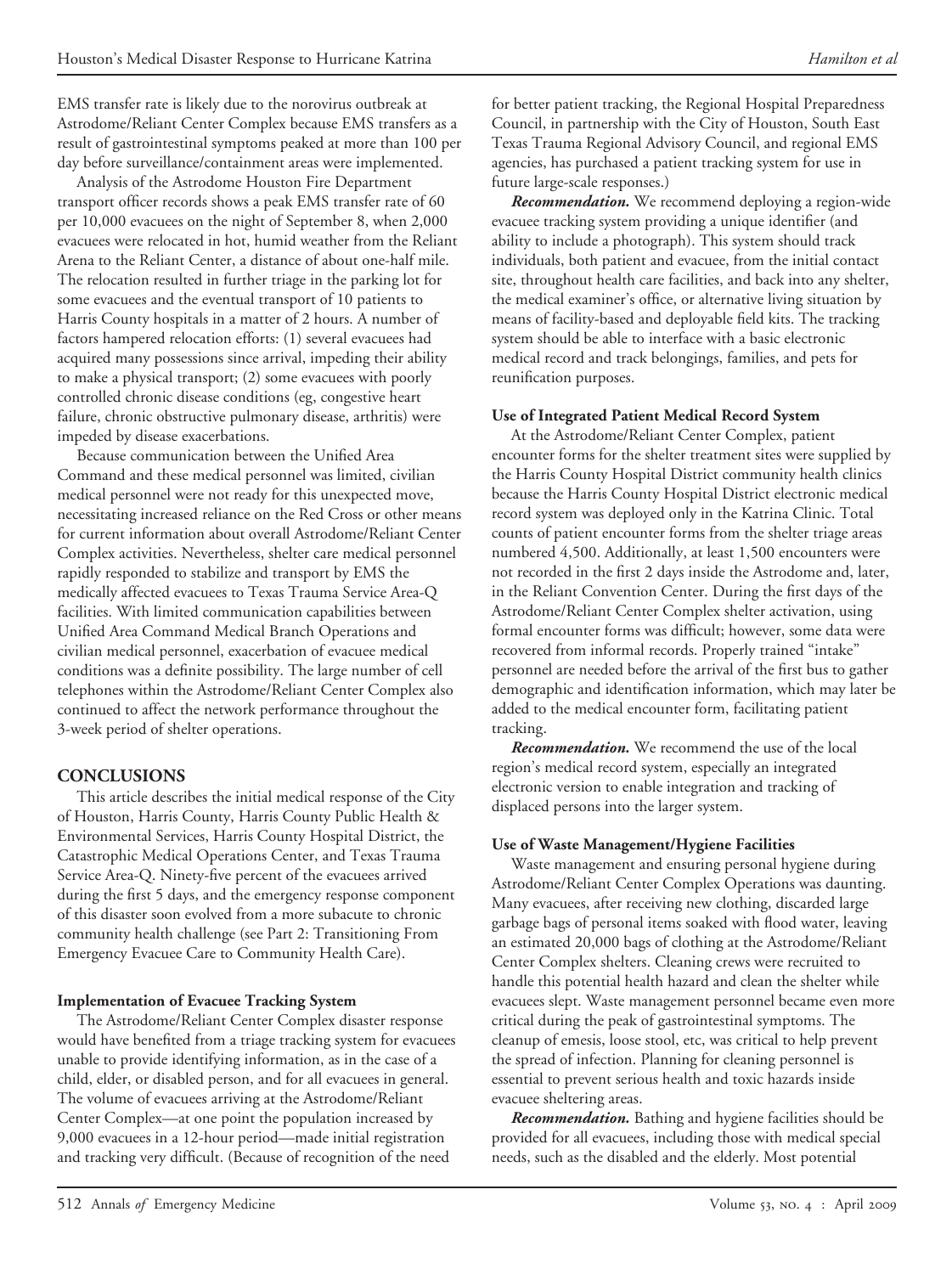EMS transfer rate is likely due to the norovirus outbreak at Astrodome/Reliant Center Complex because EMS transfers as a result of gastrointestinal symptoms peaked at more than 100 per day before surveillance/containment areas were implemented.

Analysis of the Astrodome Houston Fire Department transport officer records shows a peak EMS transfer rate of 60 per 10,000 evacuees on the night of September 8, when 2,000 evacuees were relocated in hot, humid weather from the Reliant Arena to the Reliant Center, a distance of about one-half mile. The relocation resulted in further triage in the parking lot for some evacuees and the eventual transport of 10 patients to Harris County hospitals in a matter of 2 hours. A number of factors hampered relocation efforts: (1) several evacuees had acquired many possessions since arrival, impeding their ability to make a physical transport; (2) some evacuees with poorly controlled chronic disease conditions (eg, congestive heart failure, chronic obstructive pulmonary disease, arthritis) were impeded by disease exacerbations.

Because communication between the Unified Area Command and these medical personnel was limited, civilian medical personnel were not ready for this unexpected move, necessitating increased reliance on the Red Cross or other means for current information about overall Astrodome/Reliant Center Complex activities. Nevertheless, shelter care medical personnel rapidly responded to stabilize and transport by EMS the medically affected evacuees to Texas Trauma Service Area-Q facilities. With limited communication capabilities between Unified Area Command Medical Branch Operations and civilian medical personnel, exacerbation of evacuee medical conditions was a definite possibility. The large number of cell telephones within the Astrodome/Reliant Center Complex also continued to affect the network performance throughout the 3-week period of shelter operations.

## CONCLUSIONS

This article describes the initial medical response of the City of Houston, Harris County, Harris County Public Health & Environmental Services, Harris County Hospital District, the Catastrophic Medical Operations Center, and Texas Trauma Service Area-Q. Ninety-five percent of the evacuees arrived during the first 5 days, and the emergency response component of this disaster soon evolved from a more subacute to chronic community health challenge (see Part 2: Transitioning From Emergency Evacuee Care to Community Health Care).

### Implementation of Evacuee Tracking System

The Astrodome/Reliant Center Complex disaster response would have benefited from a triage tracking system for evacuees unable to provide identifying information, as in the case of a child, elder, or disabled person, and for all evacuees in general. The volume of evacuees arriving at the Astrodome/Reliant Center Complex—at one point the population increased by 9,000 evacuees in a 12-hour period—made initial registration and tracking very difficult. (Because of recognition of the need for better patient tracking, the Regional Hospital Preparedness Council, in partnership with the City of Houston, South East Texas Trauma Regional Advisory Council, and regional EMS agencies, has purchased a patient tracking system for use in future large-scale responses.)

***Recommendation.*** We recommend deploying a region-wide evacuee tracking system providing a unique identifier (and ability to include a photograph). This system should track individuals, both patient and evacuee, from the initial contact site, throughout health care facilities, and back into any shelter, the medical examiner's office, or alternative living situation by means of facility-based and deployable field kits. The tracking system should be able to interface with a basic electronic medical record and track belongings, families, and pets for reunification purposes.

### Use of Integrated Patient Medical Record System

At the Astrodome/Reliant Center Complex, patient encounter forms for the shelter treatment sites were supplied by the Harris County Hospital District community health clinics because the Harris County Hospital District electronic medical record system was deployed only in the Katrina Clinic. Total counts of patient encounter forms from the shelter triage areas numbered 4,500. Additionally, at least 1,500 encounters were not recorded in the first 2 days inside the Astrodome and, later, in the Reliant Convention Center. During the first days of the Astrodome/Reliant Center Complex shelter activation, using formal encounter forms was difficult; however, some data were recovered from informal records. Properly trained "intake" personnel are needed before the arrival of the first bus to gather demographic and identification information, which may later be added to the medical encounter form, facilitating patient tracking.

***Recommendation.*** We recommend the use of the local region's medical record system, especially an integrated electronic version to enable integration and tracking of displaced persons into the larger system.

### Use of Waste Management/Hygiene Facilities

Waste management and ensuring personal hygiene during Astrodome/Reliant Center Complex Operations was daunting. Many evacuees, after receiving new clothing, discarded large garbage bags of personal items soaked with flood water, leaving an estimated 20,000 bags of clothing at the Astrodome/Reliant Center Complex shelters. Cleaning crews were recruited to handle this potential health hazard and clean the shelter while evacuees slept. Waste management personnel became even more critical during the peak of gastrointestinal symptoms. The cleanup of emesis, loose stool, etc, was critical to help prevent the spread of infection. Planning for cleaning personnel is essential to prevent serious health and toxic hazards inside evacuee sheltering areas.

***Recommendation.*** Bathing and hygiene facilities should be provided for all evacuees, including those with medical special needs, such as the disabled and the elderly. Most potential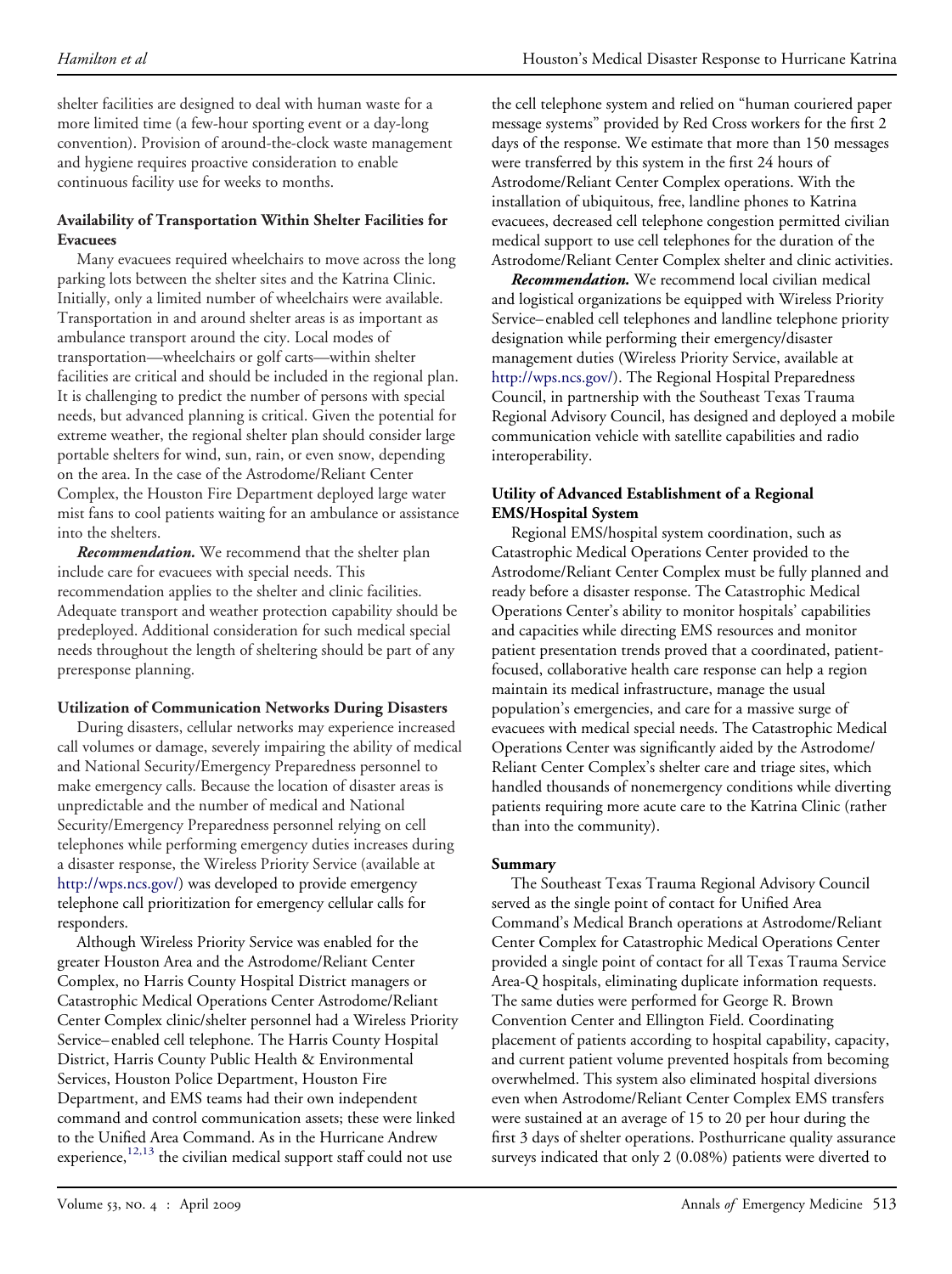shelter facilities are designed to deal with human waste for a more limited time (a few-hour sporting event or a day-long convention). Provision of around-the-clock waste management and hygiene requires proactive consideration to enable continuous facility use for weeks to months.

**Availability of Transportation Within Shelter Facilities for Evacuees**

Many evacuees required wheelchairs to move across the long parking lots between the shelter sites and the Katrina Clinic. Initially, only a limited number of wheelchairs were available. Transportation in and around shelter areas is as important as ambulance transport around the city. Local modes of transportation—wheelchairs or golf carts—within shelter facilities are critical and should be included in the regional plan. It is challenging to predict the number of persons with special needs, but advanced planning is critical. Given the potential for extreme weather, the regional shelter plan should consider large portable shelters for wind, sun, rain, or even snow, depending on the area. In the case of the Astrodome/Reliant Center Complex, the Houston Fire Department deployed large water mist fans to cool patients waiting for an ambulance or assistance into the shelters.

***Recommendation.*** We recommend that the shelter plan include care for evacuees with special needs. This recommendation applies to the shelter and clinic facilities. Adequate transport and weather protection capability should be predeployed. Additional consideration for such medical special needs throughout the length of sheltering should be part of any preresponse planning.

**Utilization of Communication Networks During Disasters**

During disasters, cellular networks may experience increased call volumes or damage, severely impairing the ability of medical and National Security/Emergency Preparedness personnel to make emergency calls. Because the location of disaster areas is unpredictable and the number of medical and National Security/Emergency Preparedness personnel relying on cell telephones while performing emergency duties increases during a disaster response, the Wireless Priority Service (available at http://wps.ncs.gov/) was developed to provide emergency telephone call prioritization for emergency cellular calls for responders.

Although Wireless Priority Service was enabled for the greater Houston Area and the Astrodome/Reliant Center Complex, no Harris County Hospital District managers or Catastrophic Medical Operations Center Astrodome/Reliant Center Complex clinic/shelter personnel had a Wireless Priority Service–enabled cell telephone. The Harris County Hospital District, Harris County Public Health & Environmental Services, Houston Police Department, Houston Fire Department, and EMS teams had their own independent command and control communication assets; these were linked to the Unified Area Command. As in the Hurricane Andrew experience,[12,13] the civilian medical support staff could not use the cell telephone system and relied on "human couriered paper message systems" provided by Red Cross workers for the first 2 days of the response. We estimate that more than 150 messages were transferred by this system in the first 24 hours of Astrodome/Reliant Center Complex operations. With the installation of ubiquitous, free, landline phones to Katrina evacuees, decreased cell telephone congestion permitted civilian medical support to use cell telephones for the duration of the Astrodome/Reliant Center Complex shelter and clinic activities.

***Recommendation.*** We recommend local civilian medical and logistical organizations be equipped with Wireless Priority Service–enabled cell telephones and landline telephone priority designation while performing their emergency/disaster management duties (Wireless Priority Service, available at http://wps.ncs.gov/). The Regional Hospital Preparedness Council, in partnership with the Southeast Texas Trauma Regional Advisory Council, has designed and deployed a mobile communication vehicle with satellite capabilities and radio interoperability.

**Utility of Advanced Establishment of a Regional EMS/Hospital System**

Regional EMS/hospital system coordination, such as Catastrophic Medical Operations Center provided to the Astrodome/Reliant Center Complex must be fully planned and ready before a disaster response. The Catastrophic Medical Operations Center's ability to monitor hospitals' capabilities and capacities while directing EMS resources and monitor patient presentation trends proved that a coordinated, patient-focused, collaborative health care response can help a region maintain its medical infrastructure, manage the usual population's emergencies, and care for a massive surge of evacuees with medical special needs. The Catastrophic Medical Operations Center was significantly aided by the Astrodome/Reliant Center Complex's shelter care and triage sites, which handled thousands of nonemergency conditions while diverting patients requiring more acute care to the Katrina Clinic (rather than into the community).

**Summary**

The Southeast Texas Trauma Regional Advisory Council served as the single point of contact for Unified Area Command's Medical Branch operations at Astrodome/Reliant Center Complex for Catastrophic Medical Operations Center provided a single point of contact for all Texas Trauma Service Area-Q hospitals, eliminating duplicate information requests. The same duties were performed for George R. Brown Convention Center and Ellington Field. Coordinating placement of patients according to hospital capability, capacity, and current patient volume prevented hospitals from becoming overwhelmed. This system also eliminated hospital diversions even when Astrodome/Reliant Center Complex EMS transfers were sustained at an average of 15 to 20 per hour during the first 3 days of shelter operations. Posthurricane quality assurance surveys indicated that only 2 (0.08%) patients were diverted to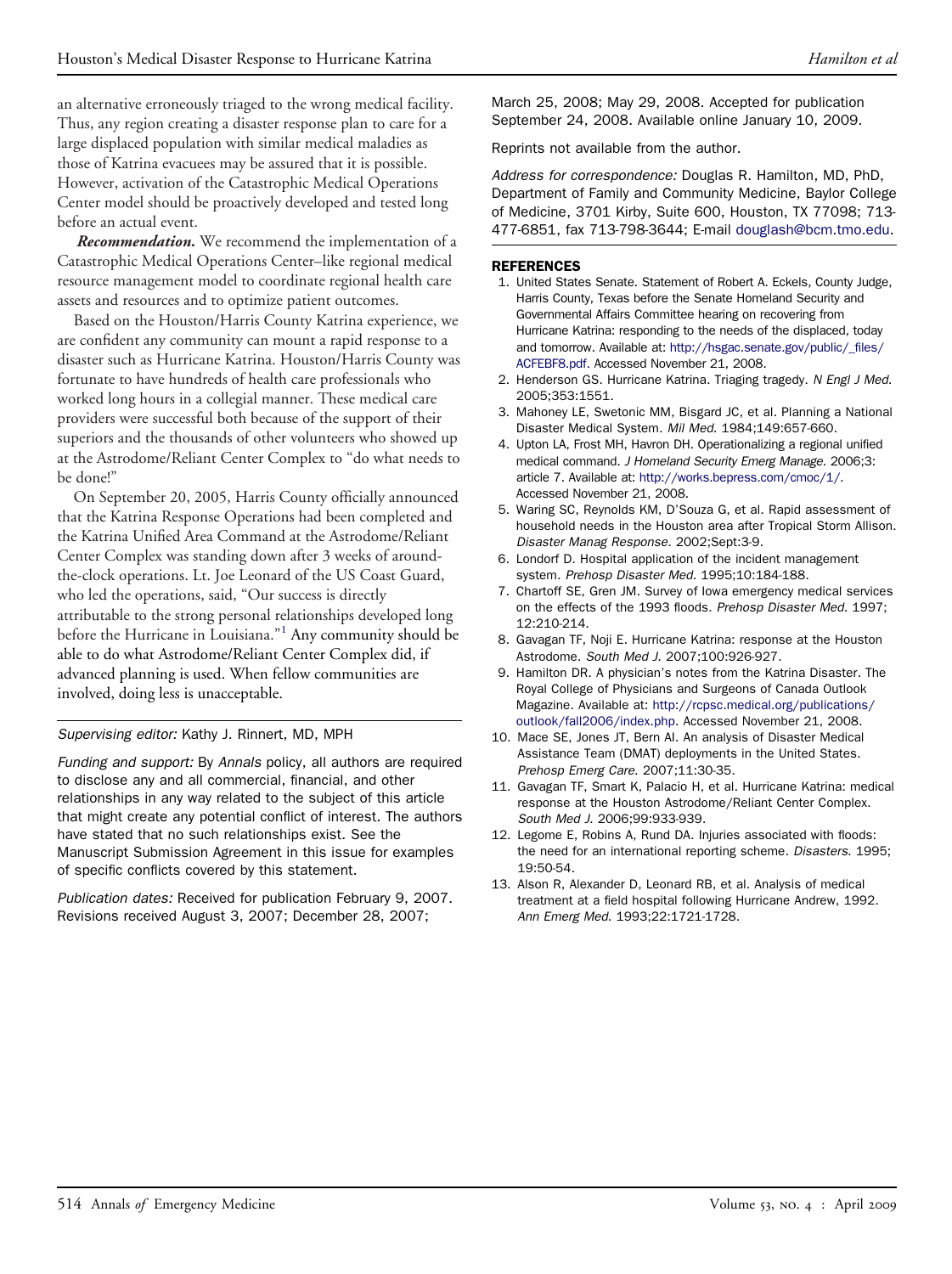an alternative erroneously triaged to the wrong medical facility. Thus, any region creating a disaster response plan to care for a large displaced population with similar medical maladies as those of Katrina evacuees may be assured that it is possible. However, activation of the Catastrophic Medical Operations Center model should be proactively developed and tested long before an actual event.

***Recommendation.*** We recommend the implementation of a Catastrophic Medical Operations Center–like regional medical resource management model to coordinate regional health care assets and resources and to optimize patient outcomes.

Based on the Houston/Harris County Katrina experience, we are confident any community can mount a rapid response to a disaster such as Hurricane Katrina. Houston/Harris County was fortunate to have hundreds of health care professionals who worked long hours in a collegial manner. These medical care providers were successful both because of the support of their superiors and the thousands of other volunteers who showed up at the Astrodome/Reliant Center Complex to "do what needs to be done!"

On September 20, 2005, Harris County officially announced that the Katrina Response Operations had been completed and the Katrina Unified Area Command at the Astrodome/Reliant Center Complex was standing down after 3 weeks of around-the-clock operations. Lt. Joe Leonard of the US Coast Guard, who led the operations, said, "Our success is directly attributable to the strong personal relationships developed long before the Hurricane in Louisiana."[1] Any community should be able to do what Astrodome/Reliant Center Complex did, if advanced planning is used. When fellow communities are involved, doing less is unacceptable.

*Supervising editor:* Kathy J. Rinnert, MD, MPH

*Funding and support:* By *Annals* policy, all authors are required to disclose any and all commercial, financial, and other relationships in any way related to the subject of this article that might create any potential conflict of interest. The authors have stated that no such relationships exist. See the Manuscript Submission Agreement in this issue for examples of specific conflicts covered by this statement.

*Publication dates:* Received for publication February 9, 2007. Revisions received August 3, 2007; December 28, 2007; March 25, 2008; May 29, 2008. Accepted for publication September 24, 2008. Available online January 10, 2009.

Reprints not available from the author.

*Address for correspondence:* Douglas R. Hamilton, MD, PhD, Department of Family and Community Medicine, Baylor College of Medicine, 3701 Kirby, Suite 600, Houston, TX 77098; 713-477-6851, fax 713-798-3644; E-mail douglash@bcm.tmo.edu.

## REFERENCES

1. United States Senate. Statement of Robert A. Eckels, County Judge, Harris County, Texas before the Senate Homeland Security and Governmental Affairs Committee hearing on recovering from Hurricane Katrina: responding to the needs of the displaced, today and tomorrow. Available at: http://hsgac.senate.gov/public/_files/ACFEBF8.pdf. Accessed November 21, 2008.
2. Henderson GS. Hurricane Katrina. Triaging tragedy. *N Engl J Med.* 2005;353:1551.
3. Mahoney LE, Swetonic MM, Bisgard JC, et al. Planning a National Disaster Medical System. *Mil Med.* 1984;149:657-660.
4. Upton LA, Frost MH, Havron DH. Operationalizing a regional unified medical command. *J Homeland Security Emerg Manage.* 2006;3: article 7. Available at: http://works.bepress.com/cmoc/1/. Accessed November 21, 2008.
5. Waring SC, Reynolds KM, D'Souza G, et al. Rapid assessment of household needs in the Houston area after Tropical Storm Allison. *Disaster Manag Response.* 2002;Sept:3-9.
6. Londorf D. Hospital application of the incident management system. *Prehosp Disaster Med.* 1995;10:184-188.
7. Chartoff SE, Gren JM. Survey of Iowa emergency medical services on the effects of the 1993 floods. *Prehosp Disaster Med.* 1997; 12:210-214.
8. Gavagan TF, Noji E. Hurricane Katrina: response at the Houston Astrodome. *South Med J.* 2007;100:926-927.
9. Hamilton DR. A physician's notes from the Katrina Disaster. The Royal College of Physicians and Surgeons of Canada Outlook Magazine. Available at: http://rcpsc.medical.org/publications/outlook/fall2006/index.php. Accessed November 21, 2008.
10. Mace SE, Jones JT, Bern AI. An analysis of Disaster Medical Assistance Team (DMAT) deployments in the United States. *Prehosp Emerg Care.* 2007;11:30-35.
11. Gavagan TF, Smart K, Palacio H, et al. Hurricane Katrina: medical response at the Houston Astrodome/Reliant Center Complex. *South Med J.* 2006;99:933-939.
12. Legome E, Robins A, Rund DA. Injuries associated with floods: the need for an international reporting scheme. *Disasters.* 1995; 19:50-54.
13. Alson R, Alexander D, Leonard RB, et al. Analysis of medical treatment at a field hospital following Hurricane Andrew, 1992. *Ann Emerg Med.* 1993;22:1721-1728.